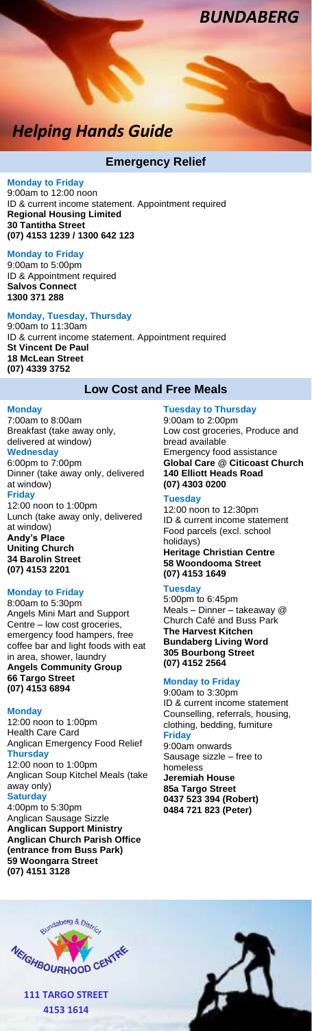# BUNDABERG

# *Helping Hands Guide*

## Emergency Relief

**Monday to Friday**
9:00am to 12:00 noon
ID & current income statement. Appointment required
**Regional Housing Limited**
**30 Tantitha Street**
**(07) 4153 1239 / 1300 642 123**

**Monday to Friday**
9:00am to 5:00pm
ID & Appointment required
**Salvos Connect**
**1300 371 288**

**Monday, Tuesday, Thursday**
9:00am to 11:30am
ID & current income statement. Appointment required
**St Vincent De Paul**
**18 McLean Street**
**(07) 4339 3752**

## Low Cost and Free Meals

**Monday**
7:00am to 8:00am
Breakfast (take away only, delivered at window)
**Wednesday**
6:00pm to 7:00pm
Dinner (take away only, delivered at window)
**Friday**
12:00 noon to 1:00pm
Lunch (take away only, delivered at window)
**Andy's Place**
**Uniting Church**
**34 Barolin Street**
**(07) 4153 2201**

**Monday to Friday**
8:00am to 5:30pm
Angels Mini Mart and Support Centre – low cost groceries, emergency food hampers, free coffee bar and light foods with eat in area, shower, laundry
**Angels Community Group**
**66 Targo Street**
**(07) 4153 6894**

**Monday**
12:00 noon to 1:00pm
Health Care Card
Anglican Emergency Food Relief
**Thursday**
12:00 noon to 1:00pm
Anglican Soup Kitchel Meals (take away only)
**Saturday**
4:00pm to 5:30pm
Anglican Sausage Sizzle
**Anglican Support Ministry**
**Anglican Church Parish Office (entrance from Buss Park)**
**59 Woongarra Street**
**(07) 4151 3128**

**Tuesday to Thursday**
9:00am to 2:00pm
Low cost groceries, Produce and bread available
Emergency food assistance
**Global Care @ Citicoast Church**
**140 Elliott Heads Road**
**(07) 4303 0200**

**Tuesday**
12:00 noon to 12:30pm
ID & current income statement
Food parcels (excl. school holidays)
**Heritage Christian Centre**
**58 Woondooma Street**
**(07) 4153 1649**

**Tuesday**
5:00pm to 6:45pm
Meals – Dinner – takeaway @ Church Café and Buss Park
**The Harvest Kitchen**
**Bundaberg Living Word**
**305 Bourbong Street**
**(07) 4152 2564**

**Monday to Friday**
9:00am to 3:30pm
ID & current income statement
Counselling, referrals, housing, clothing, bedding, furniture
**Friday**
9:00am onwards
Sausage sizzle – free to homeless
**Jeremiah House**
**85a Targo Street**
**0437 523 394 (Robert)**
**0484 721 823 (Peter)**

Bundaberg & District Neighbourhood Centre

**111 TARGO STREET**
**4153 1614**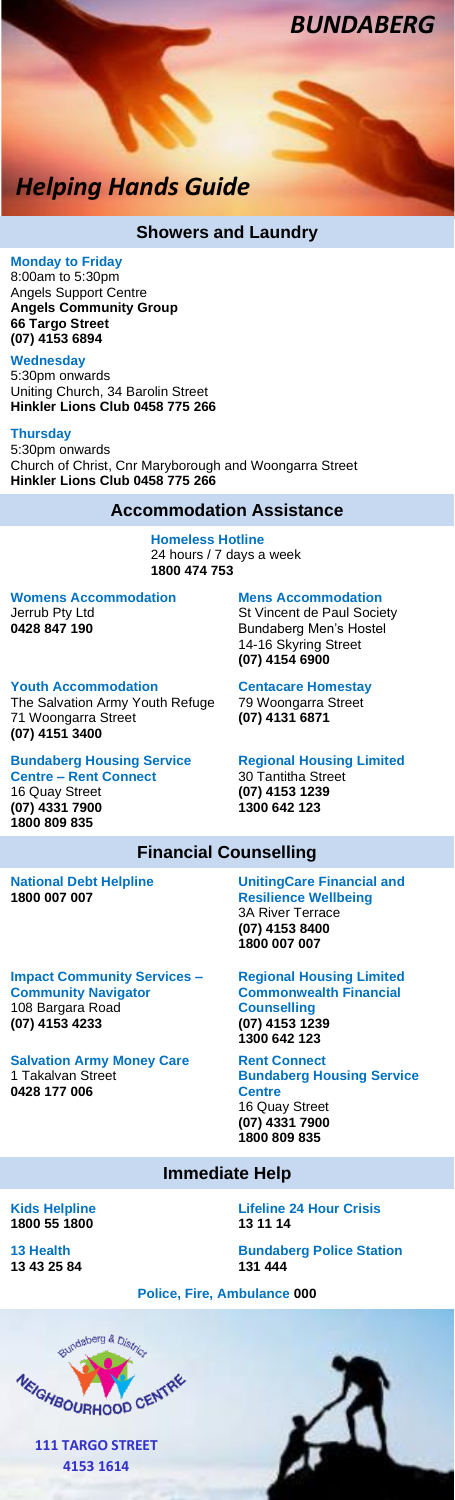# BUNDABERG

# *Helping Hands Guide*

## Showers and Laundry

**Monday to Friday**
8:00am to 5:30pm
Angels Support Centre
**Angels Community Group**
**66 Targo Street**
**(07) 4153 6894**

**Wednesday**
5:30pm onwards
Uniting Church, 34 Barolin Street
**Hinkler Lions Club 0458 775 266**

**Thursday**
5:30pm onwards
Church of Christ, Cnr Maryborough and Woongarra Street
**Hinkler Lions Club 0458 775 266**

## Accommodation Assistance

**Homeless Hotline**
24 hours / 7 days a week
**1800 474 753**

**Womens Accommodation**
Jerrub Pty Ltd
**0428 847 190**

**Mens Accommodation**
St Vincent de Paul Society
Bundaberg Men's Hostel
14-16 Skyring Street
**(07) 4154 6900**

**Youth Accommodation**
The Salvation Army Youth Refuge
71 Woongarra Street
**(07) 4151 3400**

**Centacare Homestay**
79 Woongarra Street
**(07) 4131 6871**

**Bundaberg Housing Service Centre – Rent Connect**
16 Quay Street
**(07) 4331 7900**
**1800 809 835**

**Regional Housing Limited**
30 Tantitha Street
**(07) 4153 1239**
**1300 642 123**

## Financial Counselling

**National Debt Helpline**
**1800 007 007**

**UnitingCare Financial and Resilience Wellbeing**
3A River Terrace
**(07) 4153 8400**
**1800 007 007**

**Impact Community Services – Community Navigator**
108 Bargara Road
**(07) 4153 4233**

**Regional Housing Limited Commonwealth Financial Counselling**
**(07) 4153 1239**
**1300 642 123**

**Salvation Army Money Care**
1 Takalvan Street
**0428 177 006**

**Rent Connect Bundaberg Housing Service Centre**
16 Quay Street
**(07) 4331 7900**
**1800 809 835**

## Immediate Help

**Kids Helpline**
**1800 55 1800**

**Lifeline 24 Hour Crisis**
**13 11 14**

**13 Health**
**13 43 25 84**

**Bundaberg Police Station**
**131 444**

**Police, Fire, Ambulance 000**

Bundaberg & District Neighbourhood Centre

**111 TARGO STREET**
**4153 1614**